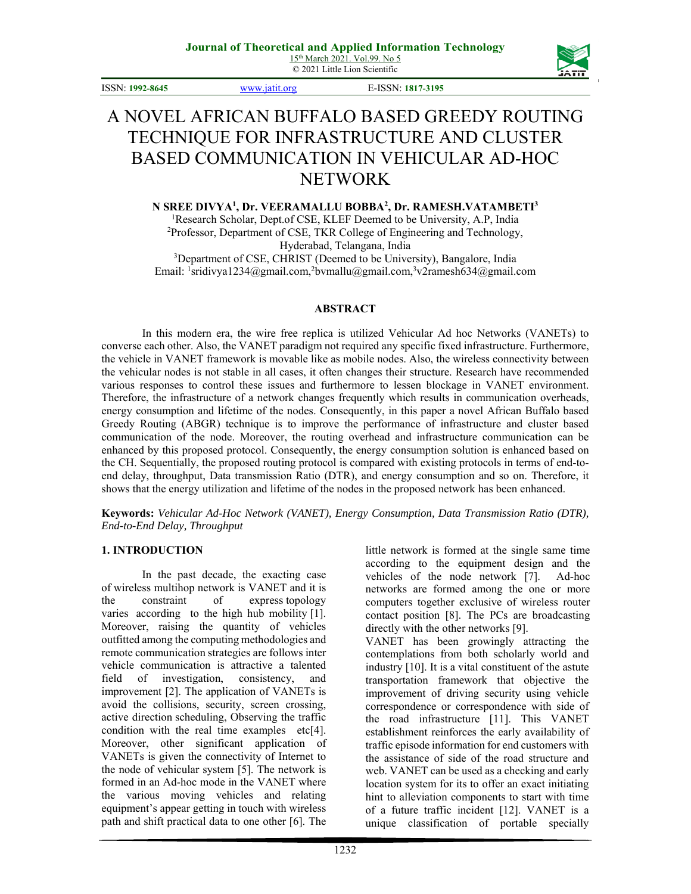# A NOVEL AFRICAN BUFFALO BASED GREEDY ROUTING TECHNIQUE FOR INFRASTRUCTURE AND CLUSTER BASED COMMUNICATION IN VEHICULAR AD-HOC NETWORK

**N SREE DIVYA[1], Dr. VEERAMALLU BOBBA[2], Dr. RAMESH.VATAMBETI[3]**

[1]Research Scholar, Dept.of CSE, KLEF Deemed to be University, A.P, India
[2]Professor, Department of CSE, TKR College of Engineering and Technology, Hyderabad, Telangana, India
[3]Department of CSE, CHRIST (Deemed to be University), Bangalore, India
Email: [1]sridivya1234@gmail.com,[2]bvmallu@gmail.com,[3]v2ramesh634@gmail.com

## ABSTRACT

In this modern era, the wire free replica is utilized Vehicular Ad hoc Networks (VANETs) to converse each other. Also, the VANET paradigm not required any specific fixed infrastructure. Furthermore, the vehicle in VANET framework is movable like as mobile nodes. Also, the wireless connectivity between the vehicular nodes is not stable in all cases, it often changes their structure. Research have recommended various responses to control these issues and furthermore to lessen blockage in VANET environment. Therefore, the infrastructure of a network changes frequently which results in communication overheads, energy consumption and lifetime of the nodes. Consequently, in this paper a novel African Buffalo based Greedy Routing (ABGR) technique is to improve the performance of infrastructure and cluster based communication of the node. Moreover, the routing overhead and infrastructure communication can be enhanced by this proposed protocol. Consequently, the energy consumption solution is enhanced based on the CH. Sequentially, the proposed routing protocol is compared with existing protocols in terms of end-to-end delay, throughput, Data transmission Ratio (DTR), and energy consumption and so on. Therefore, it shows that the energy utilization and lifetime of the nodes in the proposed network has been enhanced.

**Keywords:** *Vehicular Ad-Hoc Network (VANET), Energy Consumption, Data Transmission Ratio (DTR), End-to-End Delay, Throughput*

## 1. INTRODUCTION

In the past decade, the exacting case of wireless multihop network is VANET and it is the constraint of express topology varies according to the high hub mobility [1]. Moreover, raising the quantity of vehicles outfitted among the computing methodologies and remote communication strategies are follows inter vehicle communication is attractive a talented field of investigation, consistency, and improvement [2]. The application of VANETs is avoid the collisions, security, screen crossing, active direction scheduling, Observing the traffic condition with the real time examples etc[4]. Moreover, other significant application of VANETs is given the connectivity of Internet to the node of vehicular system [5]. The network is formed in an Ad-hoc mode in the VANET where the various moving vehicles and relating equipment's appear getting in touch with wireless path and shift practical data to one other [6]. The little network is formed at the single same time according to the equipment design and the vehicles of the node network [7]. Ad-hoc networks are formed among the one or more computers together exclusive of wireless router contact position [8]. The PCs are broadcasting directly with the other networks [9].

VANET has been growingly attracting the contemplations from both scholarly world and industry [10]. It is a vital constituent of the astute transportation framework that objective the improvement of driving security using vehicle correspondence or correspondence with side of the road infrastructure [11]. This VANET establishment reinforces the early availability of traffic episode information for end customers with the assistance of side of the road structure and web. VANET can be used as a checking and early location system for its to offer an exact initiating hint to alleviation components to start with time of a future traffic incident [12]. VANET is a unique classification of portable specially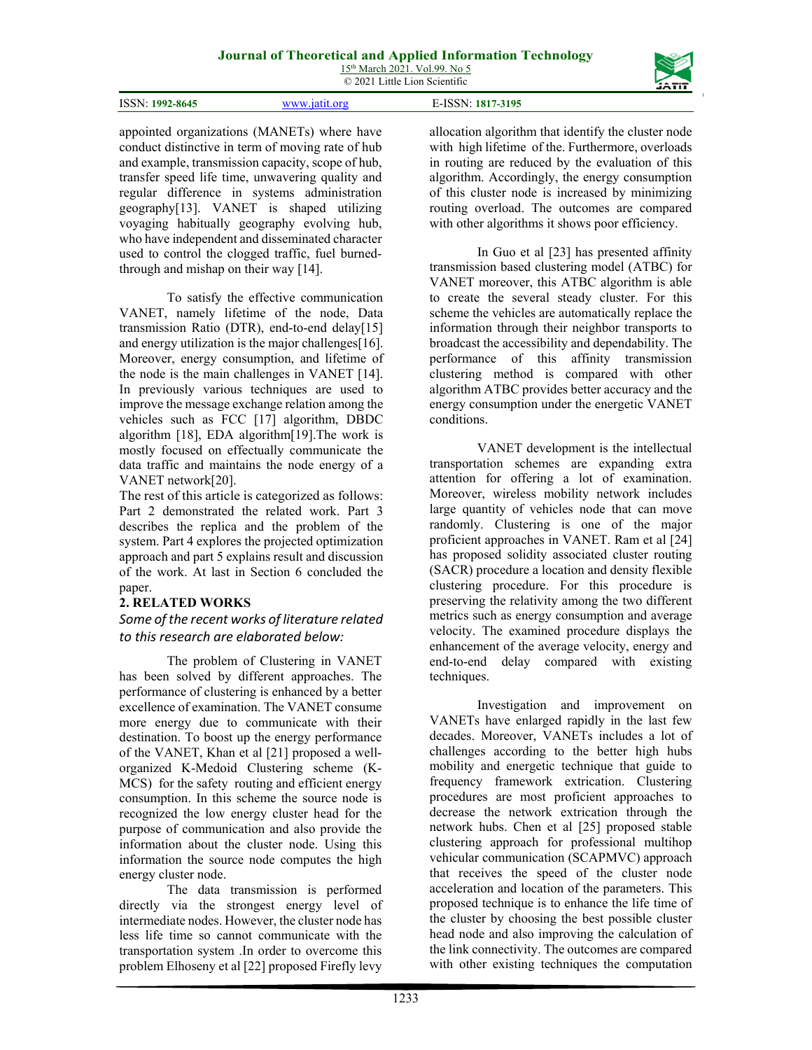appointed organizations (MANETs) where have conduct distinctive in term of moving rate of hub and example, transmission capacity, scope of hub, transfer speed life time, unwavering quality and regular difference in systems administration geography[13]. VANET is shaped utilizing voyaging habitually geography evolving hub, who have independent and disseminated character used to control the clogged traffic, fuel burned-through and mishap on their way [14].

To satisfy the effective communication VANET, namely lifetime of the node, Data transmission Ratio (DTR), end-to-end delay[15] and energy utilization is the major challenges[16]. Moreover, energy consumption, and lifetime of the node is the main challenges in VANET [14]. In previously various techniques are used to improve the message exchange relation among the vehicles such as FCC [17] algorithm, DBDC algorithm [18], EDA algorithm[19].The work is mostly focused on effectually communicate the data traffic and maintains the node energy of a VANET network[20].

The rest of this article is categorized as follows: Part 2 demonstrated the related work. Part 3 describes the replica and the problem of the system. Part 4 explores the projected optimization approach and part 5 explains result and discussion of the work. At last in Section 6 concluded the paper.

## 2. RELATED WORKS

*Some of the recent works of literature related to this research are elaborated below:*

The problem of Clustering in VANET has been solved by different approaches. The performance of clustering is enhanced by a better excellence of examination. The VANET consume more energy due to communicate with their destination. To boost up the energy performance of the VANET, Khan et al [21] proposed a well-organized K-Medoid Clustering scheme (K-MCS) for the safety routing and efficient energy consumption. In this scheme the source node is recognized the low energy cluster head for the purpose of communication and also provide the information about the cluster node. Using this information the source node computes the high energy cluster node.

The data transmission is performed directly via the strongest energy level of intermediate nodes. However, the cluster node has less life time so cannot communicate with the transportation system .In order to overcome this problem Elhoseny et al [22] proposed Firefly levy allocation algorithm that identify the cluster node with high lifetime of the. Furthermore, overloads in routing are reduced by the evaluation of this algorithm. Accordingly, the energy consumption of this cluster node is increased by minimizing routing overload. The outcomes are compared with other algorithms it shows poor efficiency.

In Guo et al [23] has presented affinity transmission based clustering model (ATBC) for VANET moreover, this ATBC algorithm is able to create the several steady cluster. For this scheme the vehicles are automatically replace the information through their neighbor transports to broadcast the accessibility and dependability. The performance of this affinity transmission clustering method is compared with other algorithm ATBC provides better accuracy and the energy consumption under the energetic VANET conditions.

VANET development is the intellectual transportation schemes are expanding extra attention for offering a lot of examination. Moreover, wireless mobility network includes large quantity of vehicles node that can move randomly. Clustering is one of the major proficient approaches in VANET. Ram et al [24] has proposed solidity associated cluster routing (SACR) procedure a location and density flexible clustering procedure. For this procedure is preserving the relativity among the two different metrics such as energy consumption and average velocity. The examined procedure displays the enhancement of the average velocity, energy and end-to-end delay compared with existing techniques.

Investigation and improvement on VANETs have enlarged rapidly in the last few decades. Moreover, VANETs includes a lot of challenges according to the better high hubs mobility and energetic technique that guide to frequency framework extrication. Clustering procedures are most proficient approaches to decrease the network extrication through the network hubs. Chen et al [25] proposed stable clustering approach for professional multihop vehicular communication (SCAPMVC) approach that receives the speed of the cluster node acceleration and location of the parameters. This proposed technique is to enhance the life time of the cluster by choosing the best possible cluster head node and also improving the calculation of the link connectivity. The outcomes are compared with other existing techniques the computation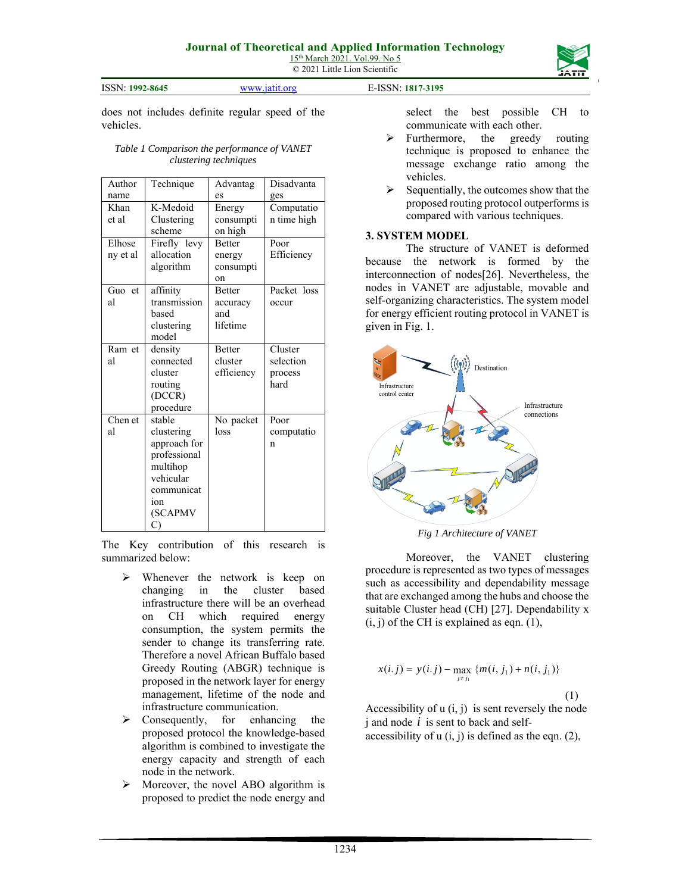does not includes definite regular speed of the vehicles.

*Table 1 Comparison the performance of VANET clustering techniques*

| Author name | Technique | Advantages | Disadvantages |
|---|---|---|---|
| Khan et al | K-Medoid Clustering scheme | Energy consumption high | Computation time high |
| Elhoseny et al | Firefly levy allocation algorithm | Better energy consumption | Poor Efficiency |
| Guo et al | affinity transmission based clustering model | Better accuracy and lifetime | Packet loss occur |
| Ram et al | density connected cluster routing (DCCR) procedure | Better cluster efficiency | Cluster selection process hard |
| Chen et al | stable clustering approach for professional multihop vehicular communication (SCAPMVC) | No packet loss | Poor computation |

The Key contribution of this research is summarized below:

- Whenever the network is keep on changing in the cluster based infrastructure there will be an overhead on CH which required energy consumption, the system permits the sender to change its transferring rate. Therefore a novel African Buffalo based Greedy Routing (ABGR) technique is proposed in the network layer for energy management, lifetime of the node and infrastructure communication.
- Consequently, for enhancing the proposed protocol the knowledge-based algorithm is combined to investigate the energy capacity and strength of each node in the network.
- Moreover, the novel ABO algorithm is proposed to predict the node energy and select the best possible CH to communicate with each other.
- Furthermore, the greedy routing technique is proposed to enhance the message exchange ratio among the vehicles.
- Sequentially, the outcomes show that the proposed routing protocol outperforms is compared with various techniques.

## 3. SYSTEM MODEL

The structure of VANET is deformed because the network is formed by the interconnection of nodes[26]. Nevertheless, the nodes in VANET are adjustable, movable and self-organizing characteristics. The system model for energy efficient routing protocol in VANET is given in Fig. 1.

*Fig 1 Architecture of VANET*

Moreover, the VANET clustering procedure is represented as two types of messages such as accessibility and dependability message that are exchanged among the hubs and choose the suitable Cluster head (CH) [27]. Dependability x (i, j) of the CH is explained as eqn. (1),

$$x(i.j) = y(i.j) - \max_{j \neq j_1} \{m(i, j_1) + n(i, j_1)\} \tag{1}$$

Accessibility of u (i, j) is sent reversely the node j and node $i$ is sent to back and self-accessibility of u (i, j) is defined as the eqn. (2),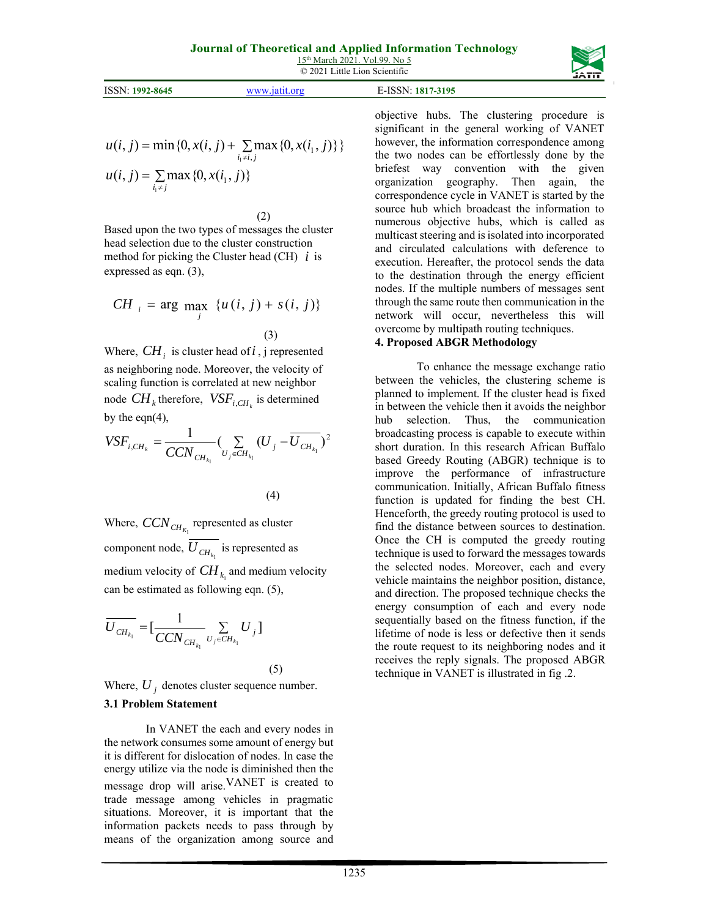$$u(i,j) = \min\{0, x(i,j) + \sum_{i_1 \neq i,j} \max\{0, x(i_1, j)\}\}$$

$$u(i,j) = \sum_{i_1 \neq j} \max\{0, x(i_1, j)\}$$

(2)

Based upon the two types of messages the cluster head selection due to the cluster construction method for picking the Cluster head (CH) $i$ is expressed as eqn. (3),

$$CH_i = \arg\max_j \{u(i,j) + s(i,j)\} \tag{3}$$

Where, $CH_i$ is cluster head of $i$, j represented as neighboring node. Moreover, the velocity of scaling function is correlated at new neighbor node $CH_k$ therefore, $VSF_{i,CH_k}$ is determined by the eqn(4),

$$VSF_{i,CH_k} = \frac{1}{CCN_{CH_{k_1}}} \left( \sum_{U_j \in CH_{k_1}} (U_j - \overline{U_{CH_{k_1}}}) \right)^2 \tag{4}$$

Where, $CCN_{CH_{k_1}}$ represented as cluster component node, $\overline{U_{CH_{k_1}}}$ is represented as medium velocity of $CH_{k_1}$ and medium velocity can be estimated as following eqn. (5),

$$\overline{U_{CH_{k_1}}} = \left[ \frac{1}{CCN_{CH_{k_1}}} \sum_{U_j \in CH_{k_1}} U_j \right] \tag{5}$$

Where, $U_j$ denotes cluster sequence number.

### 3.1 Problem Statement

In VANET the each and every nodes in the network consumes some amount of energy but it is different for dislocation of nodes. In case the energy utilize via the node is diminished then the message drop will arise. VANET is created to trade message among vehicles in pragmatic situations. Moreover, it is important that the information packets needs to pass through by means of the organization among source and objective hubs. The clustering procedure is significant in the general working of VANET however, the information correspondence among the two nodes can be effortlessly done by the briefest way convention with the given organization geography. Then again, the correspondence cycle in VANET is started by the source hub which broadcast the information to numerous objective hubs, which is called as multicast steering and is isolated into incorporated and circulated calculations with deference to execution. Hereafter, the protocol sends the data to the destination through the energy efficient nodes. If the multiple numbers of messages sent through the same route then communication in the network will occur, nevertheless this will overcome by multipath routing techniques.

## 4. Proposed ABGR Methodology

To enhance the message exchange ratio between the vehicles, the clustering scheme is planned to implement. If the cluster head is fixed in between the vehicle then it avoids the neighbor hub selection. Thus, the communication broadcasting process is capable to execute within short duration. In this research African Buffalo based Greedy Routing (ABGR) technique is to improve the performance of infrastructure communication. Initially, African Buffalo fitness function is updated for finding the best CH. Henceforth, the greedy routing protocol is used to find the distance between sources to destination. Once the CH is computed the greedy routing technique is used to forward the messages towards the selected nodes. Moreover, each and every vehicle maintains the neighbor position, distance, and direction. The proposed technique checks the energy consumption of each and every node sequentially based on the fitness function, if the lifetime of node is less or defective then it sends the route request to its neighboring nodes and it receives the reply signals. The proposed ABGR technique in VANET is illustrated in fig .2.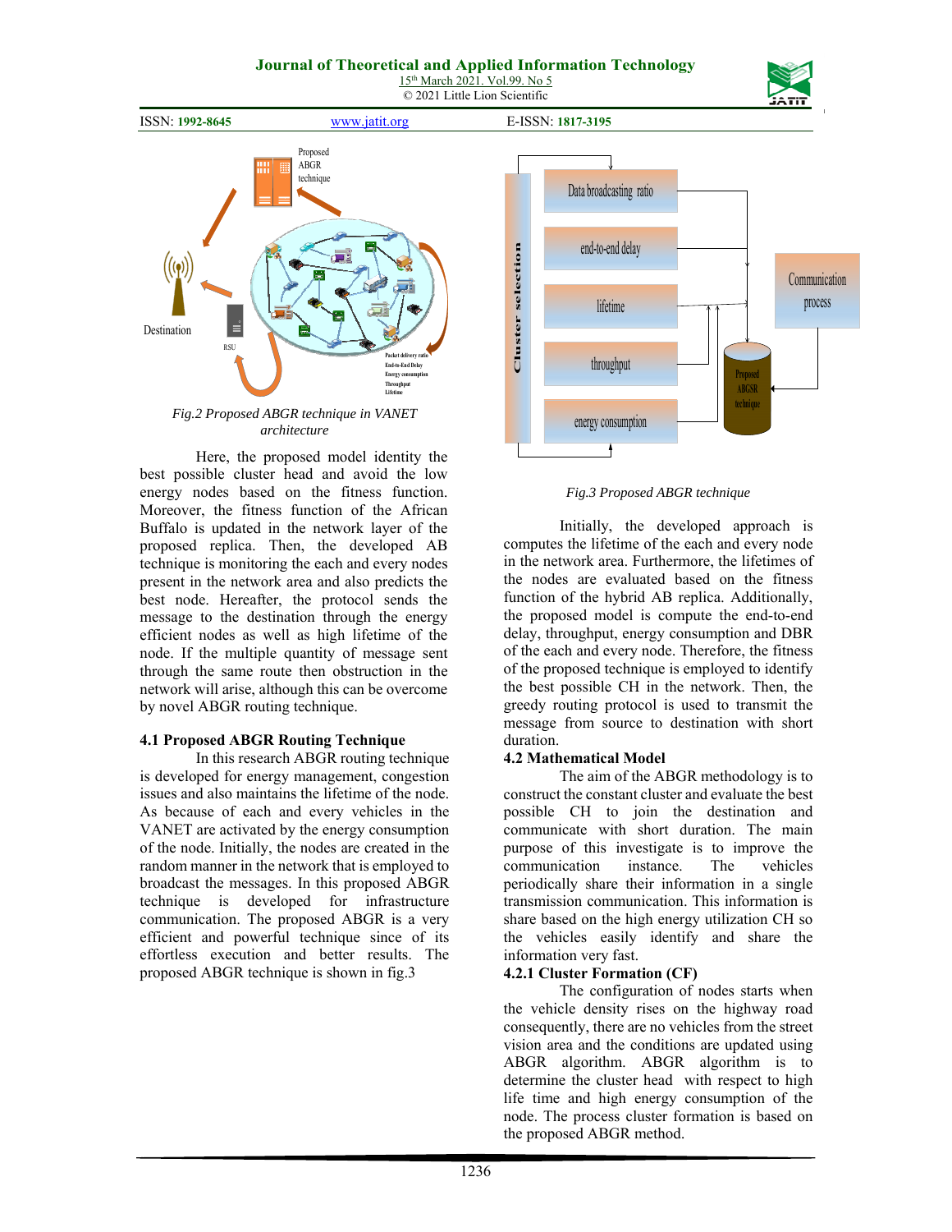Fig.2 Proposed ABGR technique in VANET architecture

Here, the proposed model identity the best possible cluster head and avoid the low energy nodes based on the fitness function. Moreover, the fitness function of the African Buffalo is updated in the network layer of the proposed replica. Then, the developed AB technique is monitoring the each and every nodes present in the network area and also predicts the best node. Hereafter, the protocol sends the message to the destination through the energy efficient nodes as well as high lifetime of the node. If the multiple quantity of message sent through the same route then obstruction in the network will arise, although this can be overcome by novel ABGR routing technique.

### 4.1 Proposed ABGR Routing Technique

In this research ABGR routing technique is developed for energy management, congestion issues and also maintains the lifetime of the node. As because of each and every vehicles in the VANET are activated by the energy consumption of the node. Initially, the nodes are created in the random manner in the network that is employed to broadcast the messages. In this proposed ABGR technique is developed for infrastructure communication. The proposed ABGR is a very efficient and powerful technique since of its effortless execution and better results. The proposed ABGR technique is shown in fig.3

Fig.3 Proposed ABGR technique

Initially, the developed approach is computes the lifetime of the each and every node in the network area. Furthermore, the lifetimes of the nodes are evaluated based on the fitness function of the hybrid AB replica. Additionally, the proposed model is compute the end-to-end delay, throughput, energy consumption and DBR of the each and every node. Therefore, the fitness of the proposed technique is employed to identify the best possible CH in the network. Then, the greedy routing protocol is used to transmit the message from source to destination with short duration.

### 4.2 Mathematical Model

The aim of the ABGR methodology is to construct the constant cluster and evaluate the best possible CH to join the destination and communicate with short duration. The main purpose of this investigate is to improve the communication instance. The vehicles periodically share their information in a single transmission communication. This information is share based on the high energy utilization CH so the vehicles easily identify and share the information very fast.

#### 4.2.1 Cluster Formation (CF)

The configuration of nodes starts when the vehicle density rises on the highway road consequently, there are no vehicles from the street vision area and the conditions are updated using ABGR algorithm. ABGR algorithm is to determine the cluster head with respect to high life time and high energy consumption of the node. The process cluster formation is based on the proposed ABGR method.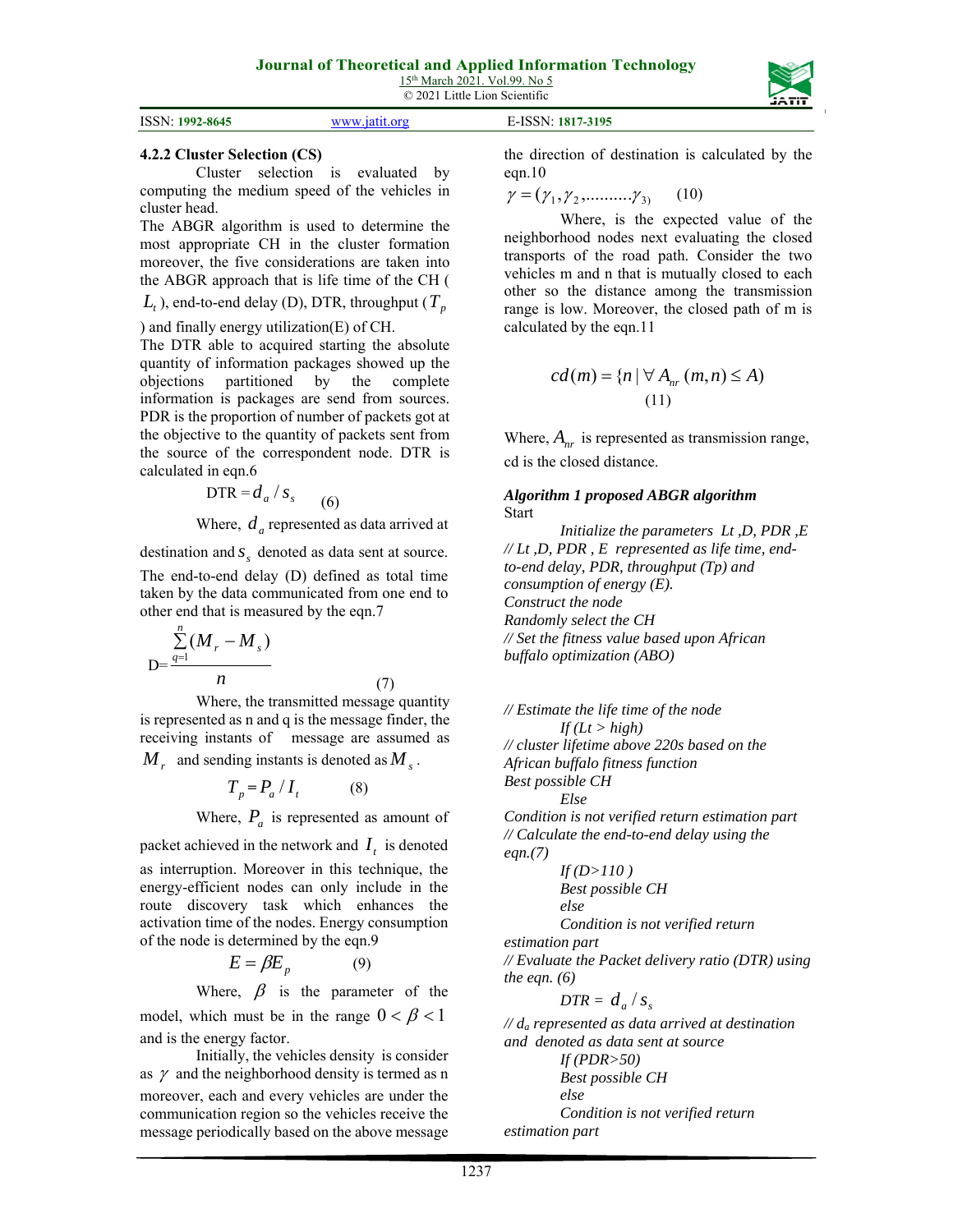### 4.2.2 Cluster Selection (CS)

Cluster selection is evaluated by computing the medium speed of the vehicles in cluster head.

The ABGR algorithm is used to determine the most appropriate CH in the cluster formation moreover, the five considerations are taken into the ABGR approach that is life time of the CH ( $L_t$ ), end-to-end delay (D), DTR, throughput ( $T_p$ ) and finally energy utilization(E) of CH.

The DTR able to acquired starting the absolute quantity of information packages showed up the objections partitioned by the complete information is packages are send from sources. PDR is the proportion of number of packets got at the objective to the quantity of packets sent from the source of the correspondent node. DTR is calculated in eqn.6

$$\text{DTR} = d_a / s_s \qquad (6)$$

Where, $d_a$ represented as data arrived at destination and $s_s$ denoted as data sent at source.

The end-to-end delay (D) defined as total time taken by the data communicated from one end to other end that is measured by the eqn.7

$$D = \frac{\sum_{q=1}^{n}(M_r - M_s)}{n} \qquad (7)$$

Where, the transmitted message quantity is represented as n and q is the message finder, the receiving instants of message are assumed as $M_r$ and sending instants is denoted as $M_s$.

$$T_p = P_a / I_t \qquad (8)$$

Where, $P_a$ is represented as amount of packet achieved in the network and $I_t$ is denoted as interruption. Moreover in this technique, the energy-efficient nodes can only include in the route discovery task which enhances the activation time of the nodes. Energy consumption of the node is determined by the eqn.9

$$E = \beta E_p \qquad (9)$$

Where, $\beta$ is the parameter of the model, which must be in the range $0 < \beta < 1$ and is the energy factor.

Initially, the vehicles density is consider as $\gamma$ and the neighborhood density is termed as n moreover, each and every vehicles are under the communication region so the vehicles receive the message periodically based on the above message the direction of destination is calculated by the eqn.10

$$\gamma = (\gamma_1, \gamma_2, \ldots\ldots\ldots\gamma_3) \qquad (10)$$

Where, is the expected value of the neighborhood nodes next evaluating the closed transports of the road path. Consider the two vehicles m and n that is mutually closed to each other so the distance among the transmission range is low. Moreover, the closed path of m is calculated by the eqn.11

$$cd(m) = \{n \mid \forall A_{nr}(m,n) \le A) \qquad (11)$$

Where, $A_{nr}$ is represented as transmission range, cd is the closed distance.

***Algorithm 1 proposed ABGR algorithm***

Start

*Initialize the parameters Lt ,D, PDR ,E*
*// Lt ,D, PDR , E represented as life time, end-to-end delay, PDR, throughput (Tp) and consumption of energy (E).*
*Construct the node*
*Randomly select the CH*
*// Set the fitness value based upon African buffalo optimization (ABO)*

*// Estimate the life time of the node*
*If (Lt > high)*
*// cluster lifetime above 220s based on the African buffalo fitness function*
*Best possible CH*
*Else*
*Condition is not verified return estimation part*
*// Calculate the end-to-end delay using the eqn.(7)*
*If (D>110 )*
*Best possible CH*
*else*
*Condition is not verified return estimation part*
*// Evaluate the Packet delivery ratio (DTR) using the eqn. (6)*
*DTR =* $d_a / s_s$
*//* $d_a$ *represented as data arrived at destination and denoted as data sent at source*
*If (PDR>50)*
*Best possible CH*
*else*
*Condition is not verified return estimation part*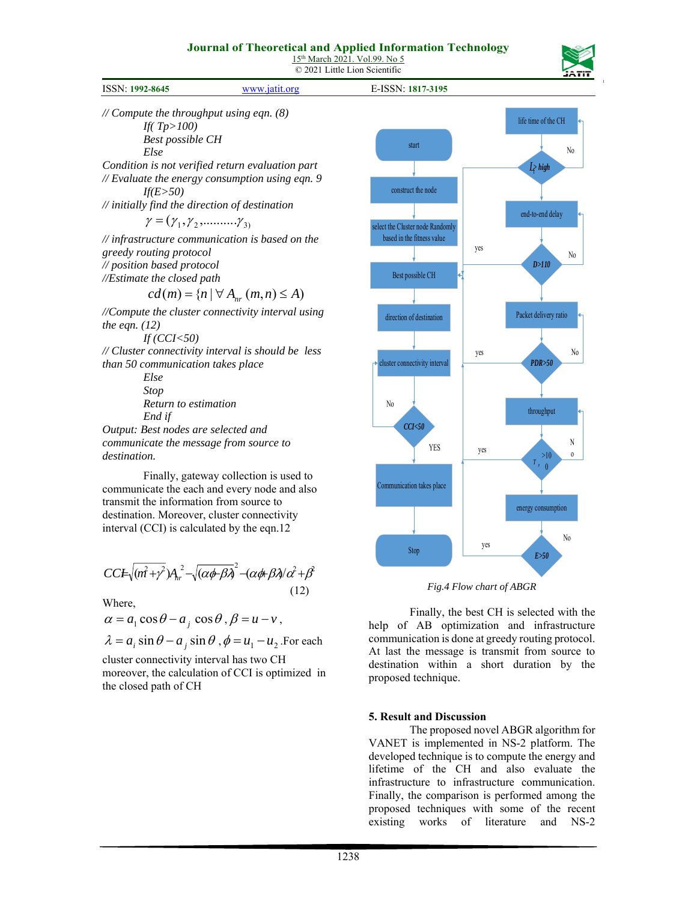*// Compute the throughput using eqn. (8)*

*If( Tp>100)*

*Best possible CH*

*Else*

*Condition is not verified return evaluation part*

*// Evaluate the energy consumption using eqn. 9*

*If(E>50)*

*// initially find the direction of destination*

$$\gamma = (\gamma_1, \gamma_2, \ldots\ldots\ldots \gamma_3)$$

*// infrastructure communication is based on the greedy routing protocol*

*// position based protocol*

*//Estimate the closed path*

$$cd(m) = \{n \mid \forall A_{nr}(m,n) \le A)$$

*//Compute the cluster connectivity interval using the eqn. (12)*

*If (CCI<50)*

*// Cluster connectivity interval is should be less than 50 communication takes place*

*Else*

*Stop*

*Return to estimation*

*End if*

*Output: Best nodes are selected and communicate the message from source to destination.*

Finally, gateway collection is used to communicate the each and every node and also transmit the information from source to destination. Moreover, cluster connectivity interval (CCI) is calculated by the eqn.12

$$CCI = \sqrt{(m^2+\gamma^2)A_{nr}^2} - \sqrt{(\alpha\phi-\beta\lambda)^2} - (\alpha\phi+\beta\lambda)/\alpha^2+\beta^2 \tag{12}$$

Where,

$\alpha = a_1 \cos\theta - a_j \cos\theta$, $\beta = u - v$,

$\lambda = a_i \sin\theta - a_j \sin\theta$, $\phi = u_1 - u_2$. For each cluster connectivity interval has two CH moreover, the calculation of CCI is optimized in the closed path of CH

*Fig.4 Flow chart of ABGR*

Finally, the best CH is selected with the help of AB optimization and infrastructure communication is done at greedy routing protocol. At last the message is transmit from source to destination within a short duration by the proposed technique.

## 5. Result and Discussion

The proposed novel ABGR algorithm for VANET is implemented in NS-2 platform. The developed technique is to compute the energy and lifetime of the CH and also evaluate the infrastructure to infrastructure communication. Finally, the comparison is performed among the proposed techniques with some of the recent existing works of literature and NS-2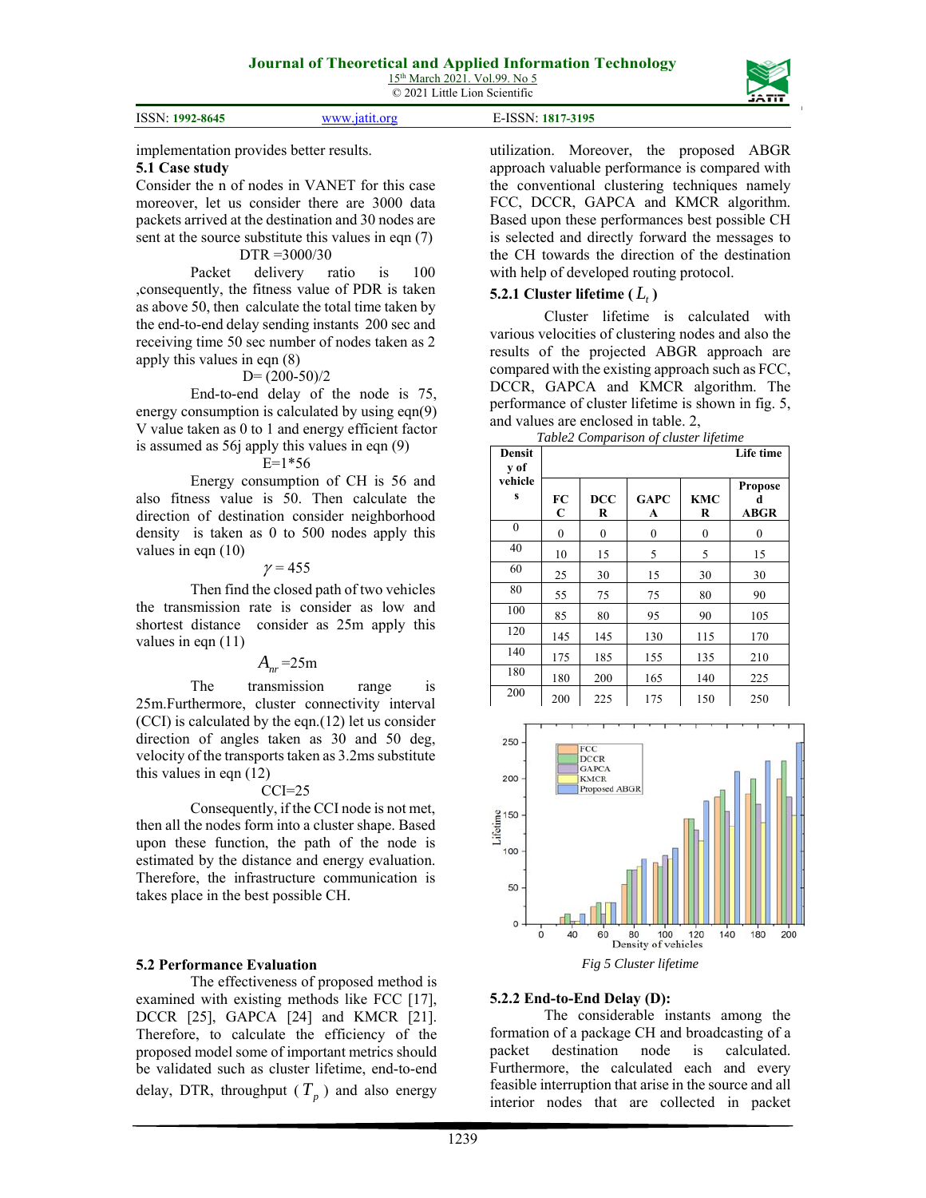implementation provides better results.

**5.1 Case study**

Consider the n of nodes in VANET for this case moreover, let us consider there are 3000 data packets arrived at the destination and 30 nodes are sent at the source substitute this values in eqn (7)

$$DTR = 3000/30$$

Packet delivery ratio is 100 ,consequently, the fitness value of PDR is taken as above 50, then calculate the total time taken by the end-to-end delay sending instants 200 sec and receiving time 50 sec number of nodes taken as 2 apply this values in eqn (8)

$$D = (200-50)/2$$

End-to-end delay of the node is 75, energy consumption is calculated by using eqn(9) V value taken as 0 to 1 and energy efficient factor is assumed as 56j apply this values in eqn (9)

$$E = 1*56$$

Energy consumption of CH is 56 and also fitness value is 50. Then calculate the direction of destination consider neighborhood density is taken as 0 to 500 nodes apply this values in eqn (10)

$$\gamma = 455$$

Then find the closed path of two vehicles the transmission rate is consider as low and shortest distance consider as 25m apply this values in eqn (11)

$$A_{nr} = 25m$$

The transmission range is 25m.Furthermore, cluster connectivity interval (CCI) is calculated by the eqn.(12) let us consider direction of angles taken as 30 and 50 deg, velocity of the transports taken as 3.2ms substitute this values in eqn (12)

$$CCI = 25$$

Consequently, if the CCI node is not met, then all the nodes form into a cluster shape. Based upon these function, the path of the node is estimated by the distance and energy evaluation. Therefore, the infrastructure communication is takes place in the best possible CH.

**5.2 Performance Evaluation**

The effectiveness of proposed method is examined with existing methods like FCC [17], DCCR [25], GAPCA [24] and KMCR [21]. Therefore, to calculate the efficiency of the proposed model some of important metrics should be validated such as cluster lifetime, end-to-end delay, DTR, throughput ( $T_p$ ) and also energy utilization. Moreover, the proposed ABGR approach valuable performance is compared with the conventional clustering techniques namely FCC, DCCR, GAPCA and KMCR algorithm. Based upon these performances best possible CH is selected and directly forward the messages to the CH towards the direction of the destination with help of developed routing protocol.

**5.2.1 Cluster lifetime ( $L_t$ )**

Cluster lifetime is calculated with various velocities of clustering nodes and also the results of the projected ABGR approach are compared with the existing approach such as FCC, DCCR, GAPCA and KMCR algorithm. The performance of cluster lifetime is shown in fig. 5, and values are enclosed in table. 2,

*Table2 Comparison of cluster lifetime*

| Density of vehicles | Life time | | | | |
|---|---|---|---|---|---|
| | FCC | DCCR | GAPCA | KMCR | Proposed ABGR |
| 0 | 0 | 0 | 0 | 0 | 0 |
| 40 | 10 | 15 | 5 | 5 | 15 |
| 60 | 25 | 30 | 15 | 30 | 30 |
| 80 | 55 | 75 | 75 | 80 | 90 |
| 100 | 85 | 80 | 95 | 90 | 105 |
| 120 | 145 | 145 | 130 | 115 | 170 |
| 140 | 175 | 185 | 155 | 135 | 210 |
| 180 | 180 | 200 | 165 | 140 | 225 |
| 200 | 200 | 225 | 175 | 150 | 250 |

*Fig 5 Cluster lifetime*

**5.2.2 End-to-End Delay (D):**

The considerable instants among the formation of a package CH and broadcasting of a packet destination node is calculated. Furthermore, the calculated each and every feasible interruption that arise in the source and all interior nodes that are collected in packet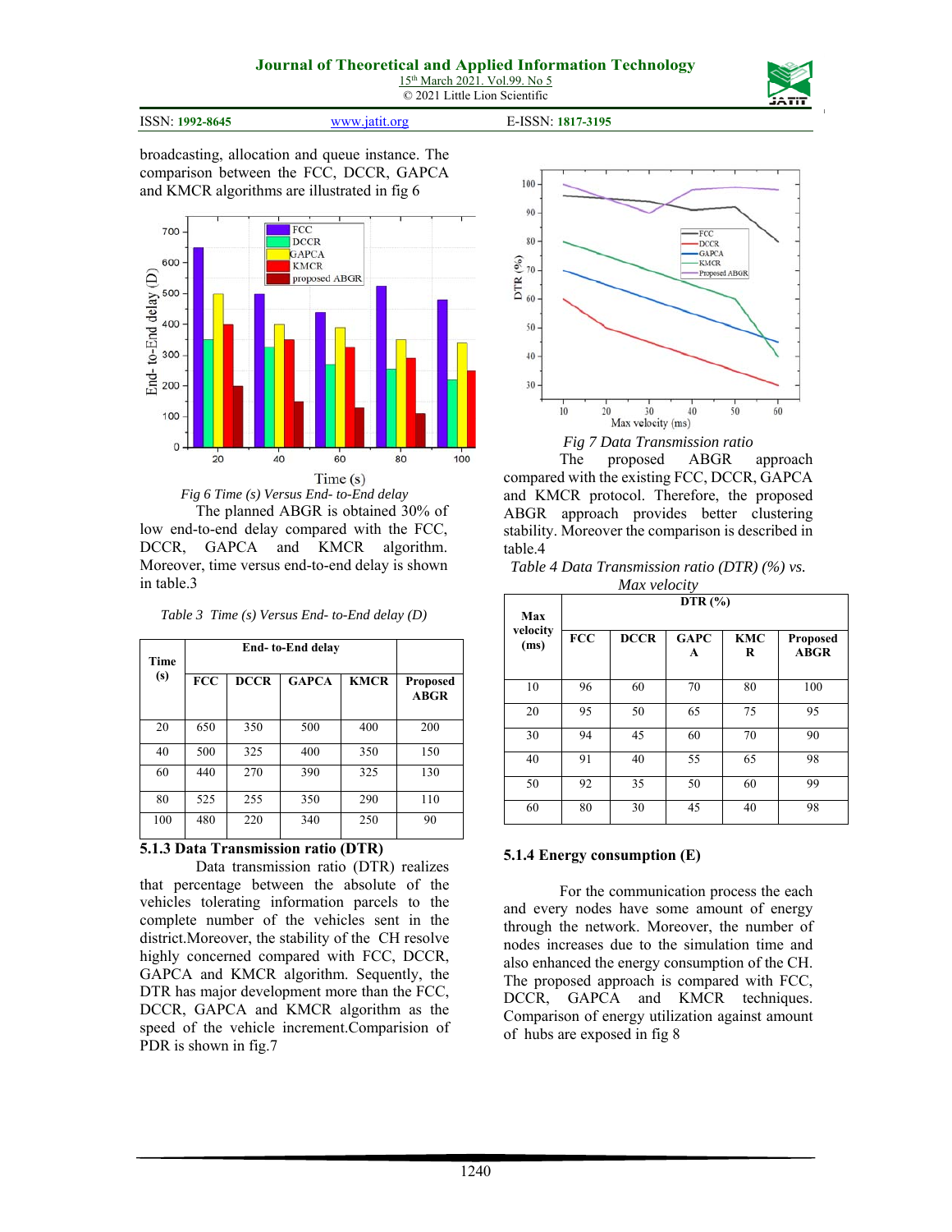broadcasting, allocation and queue instance. The comparison between the FCC, DCCR, GAPCA and KMCR algorithms are illustrated in fig 6

*Fig 6 Time (s) Versus End- to-End delay*

The planned ABGR is obtained 30% of low end-to-end delay compared with the FCC, DCCR, GAPCA and KMCR algorithm. Moreover, time versus end-to-end delay is shown in table.3

*Table 3 Time (s) Versus End- to-End delay (D)*

| Time (s) | End- to-End delay | | | | |
|---|---|---|---|---|---|
| | FCC | DCCR | GAPCA | KMCR | Proposed ABGR |
| 20 | 650 | 350 | 500 | 400 | 200 |
| 40 | 500 | 325 | 400 | 350 | 150 |
| 60 | 440 | 270 | 390 | 325 | 130 |
| 80 | 525 | 255 | 350 | 290 | 110 |
| 100 | 480 | 220 | 340 | 250 | 90 |

### 5.1.3 Data Transmission ratio (DTR)

Data transmission ratio (DTR) realizes that percentage between the absolute of the vehicles tolerating information parcels to the complete number of the vehicles sent in the district.Moreover, the stability of the CH resolve highly concerned compared with FCC, DCCR, GAPCA and KMCR algorithm. Sequently, the DTR has major development more than the FCC, DCCR, GAPCA and KMCR algorithm as the speed of the vehicle increment.Comparision of PDR is shown in fig.7

*Fig 7 Data Transmission ratio*

The proposed ABGR approach compared with the existing FCC, DCCR, GAPCA and KMCR protocol. Therefore, the proposed ABGR approach provides better clustering stability. Moreover the comparison is described in table.4

*Table 4 Data Transmission ratio (DTR) (%) vs. Max velocity*

| Max velocity (ms) | DTR (%) | | | | |
|---|---|---|---|---|---|
| | FCC | DCCR | GAPCA | KMCR | Proposed ABGR |
| 10 | 96 | 60 | 70 | 80 | 100 |
| 20 | 95 | 50 | 65 | 75 | 95 |
| 30 | 94 | 45 | 60 | 70 | 90 |
| 40 | 91 | 40 | 55 | 65 | 98 |
| 50 | 92 | 35 | 50 | 60 | 99 |
| 60 | 80 | 30 | 45 | 40 | 98 |

### 5.1.4 Energy consumption (E)

For the communication process the each and every nodes have some amount of energy through the network. Moreover, the number of nodes increases due to the simulation time and also enhanced the energy consumption of the CH. The proposed approach is compared with FCC, DCCR, GAPCA and KMCR techniques. Comparison of energy utilization against amount of hubs are exposed in fig 8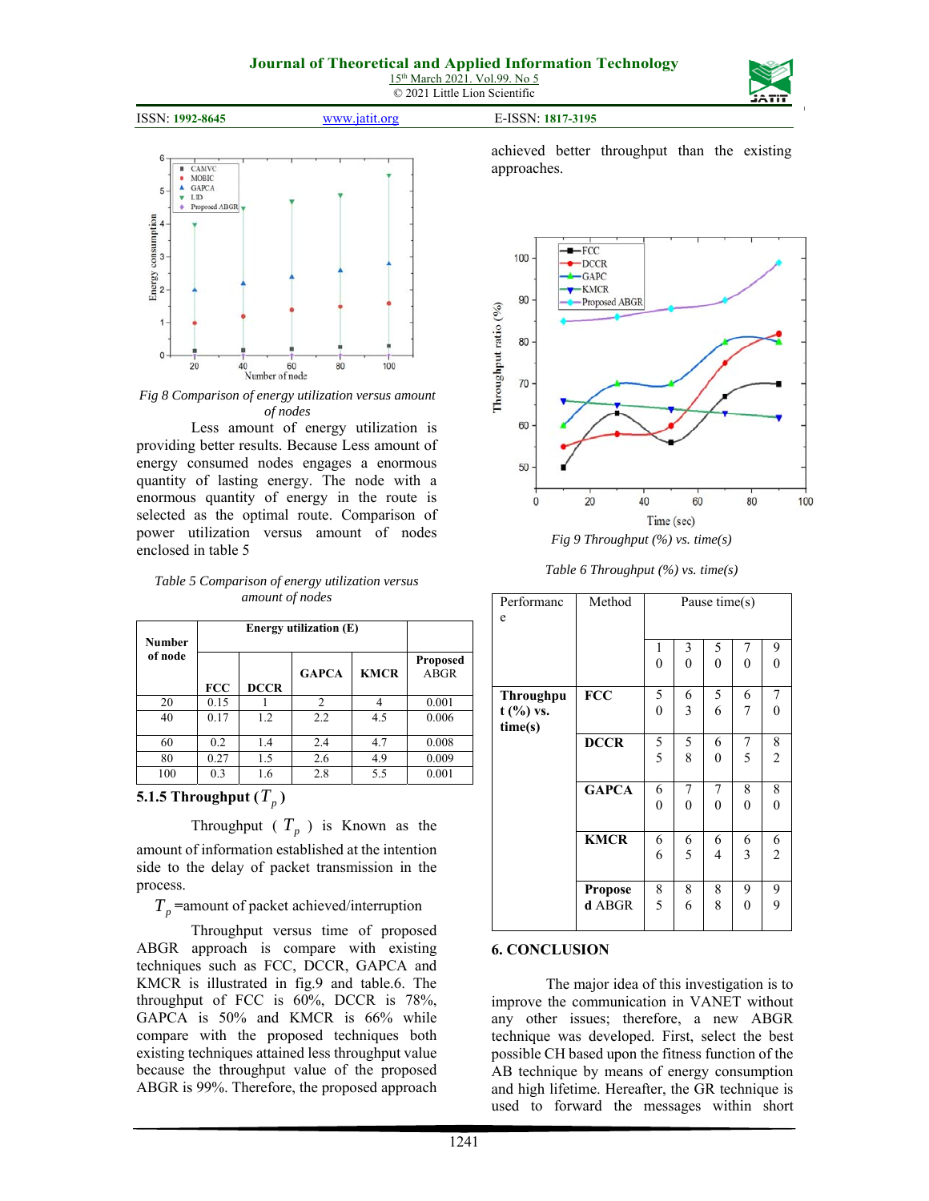*Fig 8 Comparison of energy utilization versus amount of nodes*

Less amount of energy utilization is providing better results. Because Less amount of energy consumed nodes engages a enormous quantity of lasting energy. The node with a enormous quantity of energy in the route is selected as the optimal route. Comparison of power utilization versus amount of nodes enclosed in table 5

*Table 5 Comparison of energy utilization versus amount of nodes*

| Number of node | Energy utilization (E) | | | | |
|---|---|---|---|---|---|
| | FCC | DCCR | GAPCA | KMCR | Proposed ABGR |
| 20 | 0.15 | 1 | 2 | 4 | 0.001 |
| 40 | 0.17 | 1.2 | 2.2 | 4.5 | 0.006 |
| 60 | 0.2 | 1.4 | 2.4 | 4.7 | 0.008 |
| 80 | 0.27 | 1.5 | 2.6 | 4.9 | 0.009 |
| 100 | 0.3 | 1.6 | 2.8 | 5.5 | 0.001 |

### 5.1.5 Throughput ($T_p$)

Throughput ($T_p$) is Known as the amount of information established at the intention side to the delay of packet transmission in the process.

$T_p$ =amount of packet achieved/interruption

Throughput versus time of proposed ABGR approach is compare with existing techniques such as FCC, DCCR, GAPCA and KMCR is illustrated in fig.9 and table.6. The throughput of FCC is 60%, DCCR is 78%, GAPCA is 50% and KMCR is 66% while compare with the proposed techniques both existing techniques attained less throughput value because the throughput value of the proposed ABGR is 99%. Therefore, the proposed approach achieved better throughput than the existing approaches.

*Fig 9 Throughput (%) vs. time(s)*

*Table 6 Throughput (%) vs. time(s)*

| Performance | Method | Pause time(s) | | | | |
|---|---|---|---|---|---|---|
| | | 10 | 30 | 50 | 70 | 90 |
| **Throughput (%) vs. time(s)** | **FCC** | 50 | 63 | 56 | 67 | 70 |
| | **DCCR** | 55 | 58 | 60 | 75 | 82 |
| | **GAPCA** | 60 | 70 | 70 | 80 | 80 |
| | **KMCR** | 66 | 65 | 64 | 63 | 62 |
| | **Proposed ABGR** | 85 | 86 | 88 | 90 | 99 |

## 6. CONCLUSION

The major idea of this investigation is to improve the communication in VANET without any other issues; therefore, a new ABGR technique was developed. First, select the best possible CH based upon the fitness function of the AB technique by means of energy consumption and high lifetime. Hereafter, the GR technique is used to forward the messages within short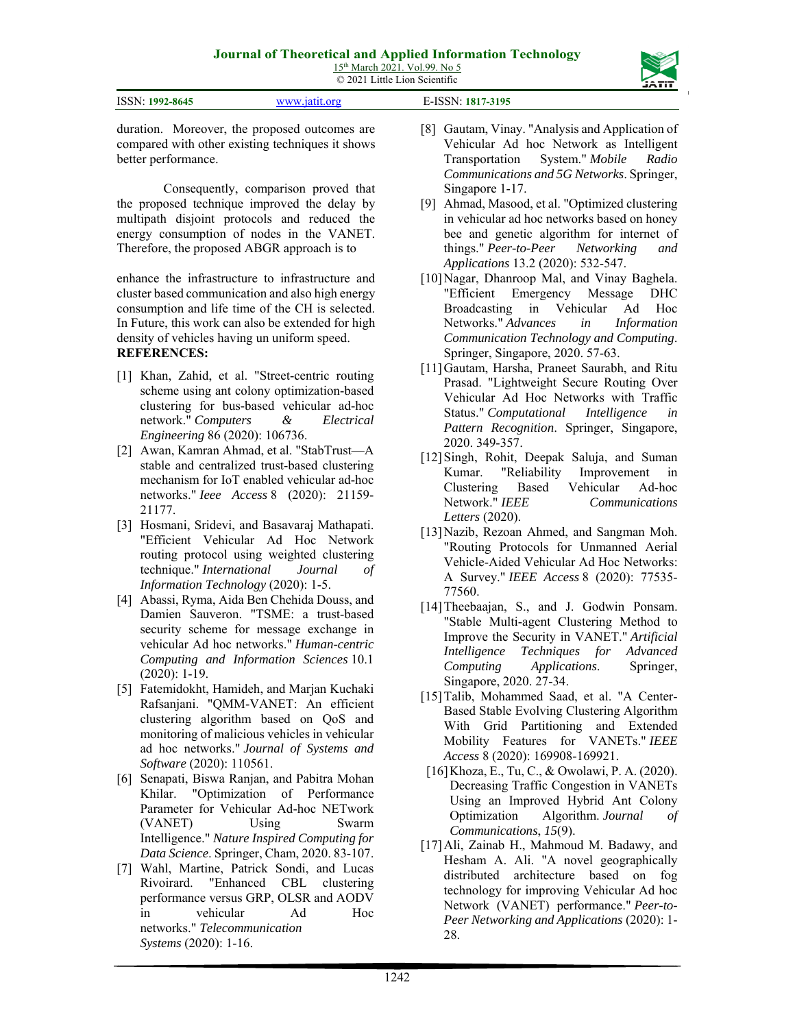duration. Moreover, the proposed outcomes are compared with other existing techniques it shows better performance.

Consequently, comparison proved that the proposed technique improved the delay by multipath disjoint protocols and reduced the energy consumption of nodes in the VANET. Therefore, the proposed ABGR approach is to

enhance the infrastructure to infrastructure and cluster based communication and also high energy consumption and life time of the CH is selected. In Future, this work can also be extended for high density of vehicles having un uniform speed.

**REFERENCES:**

[1] Khan, Zahid, et al. "Street-centric routing scheme using ant colony optimization-based clustering for bus-based vehicular ad-hoc network." *Computers & Electrical Engineering* 86 (2020): 106736.

[2] Awan, Kamran Ahmad, et al. "StabTrust—A stable and centralized trust-based clustering mechanism for IoT enabled vehicular ad-hoc networks." *Ieee Access* 8 (2020): 21159-21177.

[3] Hosmani, Sridevi, and Basavaraj Mathapati. "Efficient Vehicular Ad Hoc Network routing protocol using weighted clustering technique." *International Journal of Information Technology* (2020): 1-5.

[4] Abassi, Ryma, Aida Ben Chehida Douss, and Damien Sauveron. "TSME: a trust-based security scheme for message exchange in vehicular Ad hoc networks." *Human-centric Computing and Information Sciences* 10.1 (2020): 1-19.

[5] Fatemidokht, Hamideh, and Marjan Kuchaki Rafsanjani. "QMM-VANET: An efficient clustering algorithm based on QoS and monitoring of malicious vehicles in vehicular ad hoc networks." *Journal of Systems and Software* (2020): 110561.

[6] Senapati, Biswa Ranjan, and Pabitra Mohan Khilar. "Optimization of Performance Parameter for Vehicular Ad-hoc NETwork (VANET) Using Swarm Intelligence." *Nature Inspired Computing for Data Science*. Springer, Cham, 2020. 83-107.

[7] Wahl, Martine, Patrick Sondi, and Lucas Rivoirard. "Enhanced CBL clustering performance versus GRP, OLSR and AODV in vehicular Ad Hoc networks." *Telecommunication Systems* (2020): 1-16.

[8] Gautam, Vinay. "Analysis and Application of Vehicular Ad hoc Network as Intelligent Transportation System." *Mobile Radio Communications and 5G Networks*. Springer, Singapore 1-17.

[9] Ahmad, Masood, et al. "Optimized clustering in vehicular ad hoc networks based on honey bee and genetic algorithm for internet of things." *Peer-to-Peer Networking and Applications* 13.2 (2020): 532-547.

[10] Nagar, Dhanroop Mal, and Vinay Baghela. "Efficient Emergency Message DHC Broadcasting in Vehicular Ad Hoc Networks." *Advances in Information Communication Technology and Computing*. Springer, Singapore, 2020. 57-63.

[11] Gautam, Harsha, Praneet Saurabh, and Ritu Prasad. "Lightweight Secure Routing Over Vehicular Ad Hoc Networks with Traffic Status." *Computational Intelligence in Pattern Recognition*. Springer, Singapore, 2020. 349-357.

[12] Singh, Rohit, Deepak Saluja, and Suman Kumar. "Reliability Improvement in Clustering Based Vehicular Ad-hoc Network." *IEEE Communications Letters* (2020).

[13] Nazib, Rezoan Ahmed, and Sangman Moh. "Routing Protocols for Unmanned Aerial Vehicle-Aided Vehicular Ad Hoc Networks: A Survey." *IEEE Access* 8 (2020): 77535-77560.

[14] Theebaajan, S., and J. Godwin Ponsam. "Stable Multi-agent Clustering Method to Improve the Security in VANET." *Artificial Intelligence Techniques for Advanced Computing Applications*. Springer, Singapore, 2020. 27-34.

[15] Talib, Mohammed Saad, et al. "A Center-Based Stable Evolving Clustering Algorithm With Grid Partitioning and Extended Mobility Features for VANETs." *IEEE Access* 8 (2020): 169908-169921.

[16] Khoza, E., Tu, C., & Owolawi, P. A. (2020). Decreasing Traffic Congestion in VANETs Using an Improved Hybrid Ant Colony Optimization Algorithm. *Journal of Communications*, *15*(9).

[17] Ali, Zainab H., Mahmoud M. Badawy, and Hesham A. Ali. "A novel geographically distributed architecture based on fog technology for improving Vehicular Ad hoc Network (VANET) performance." *Peer-to-Peer Networking and Applications* (2020): 1-28.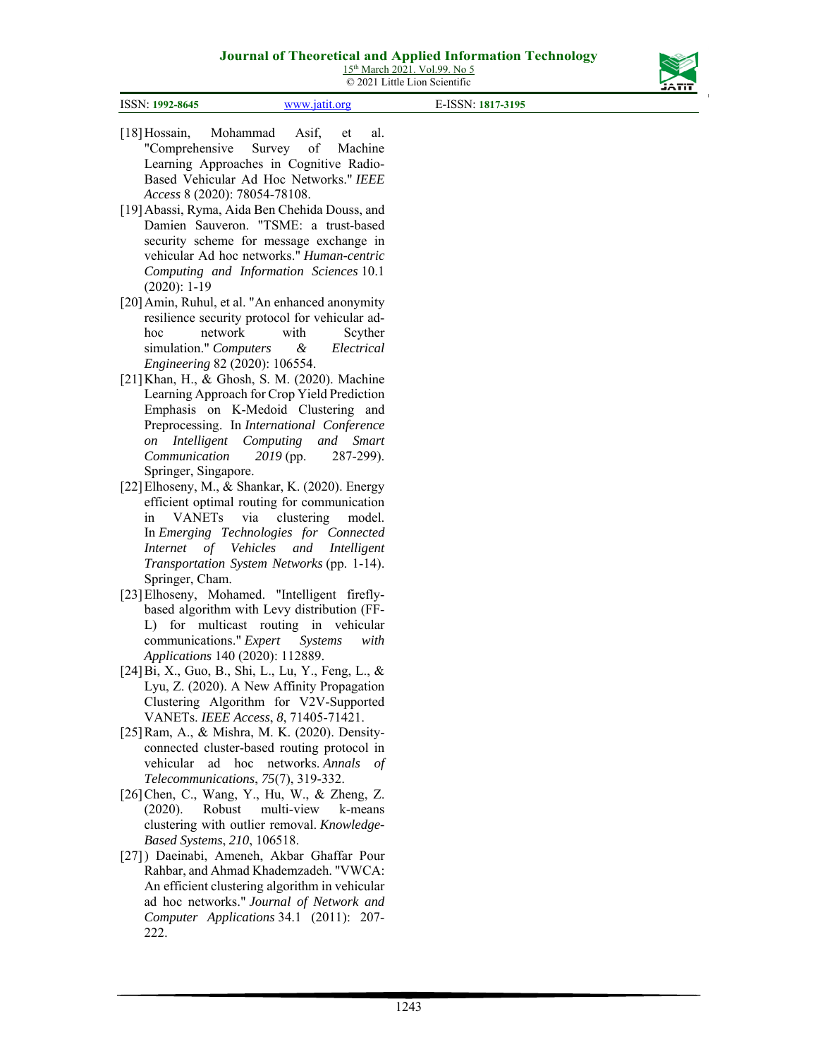[18] Hossain, Mohammad Asif, et al. "Comprehensive Survey of Machine Learning Approaches in Cognitive Radio-Based Vehicular Ad Hoc Networks." *IEEE Access* 8 (2020): 78054-78108.

[19] Abassi, Ryma, Aida Ben Chehida Douss, and Damien Sauveron. "TSME: a trust-based security scheme for message exchange in vehicular Ad hoc networks." *Human-centric Computing and Information Sciences* 10.1 (2020): 1-19

[20] Amin, Ruhul, et al. "An enhanced anonymity resilience security protocol for vehicular ad-hoc network with Scyther simulation." *Computers & Electrical Engineering* 82 (2020): 106554.

[21] Khan, H., & Ghosh, S. M. (2020). Machine Learning Approach for Crop Yield Prediction Emphasis on K-Medoid Clustering and Preprocessing. In *International Conference on Intelligent Computing and Smart Communication 2019* (pp. 287-299). Springer, Singapore.

[22] Elhoseny, M., & Shankar, K. (2020). Energy efficient optimal routing for communication in VANETs via clustering model. In *Emerging Technologies for Connected Internet of Vehicles and Intelligent Transportation System Networks* (pp. 1-14). Springer, Cham.

[23] Elhoseny, Mohamed. "Intelligent firefly-based algorithm with Levy distribution (FF-L) for multicast routing in vehicular communications." *Expert Systems with Applications* 140 (2020): 112889.

[24] Bi, X., Guo, B., Shi, L., Lu, Y., Feng, L., & Lyu, Z. (2020). A New Affinity Propagation Clustering Algorithm for V2V-Supported VANETs. *IEEE Access*, *8*, 71405-71421.

[25] Ram, A., & Mishra, M. K. (2020). Density-connected cluster-based routing protocol in vehicular ad hoc networks. *Annals of Telecommunications*, *75*(7), 319-332.

[26] Chen, C., Wang, Y., Hu, W., & Zheng, Z. (2020). Robust multi-view k-means clustering with outlier removal. *Knowledge-Based Systems*, *210*, 106518.

[27] ) Daeinabi, Ameneh, Akbar Ghaffar Pour Rahbar, and Ahmad Khademzadeh. "VWCA: An efficient clustering algorithm in vehicular ad hoc networks." *Journal of Network and Computer Applications* 34.1 (2011): 207-222.